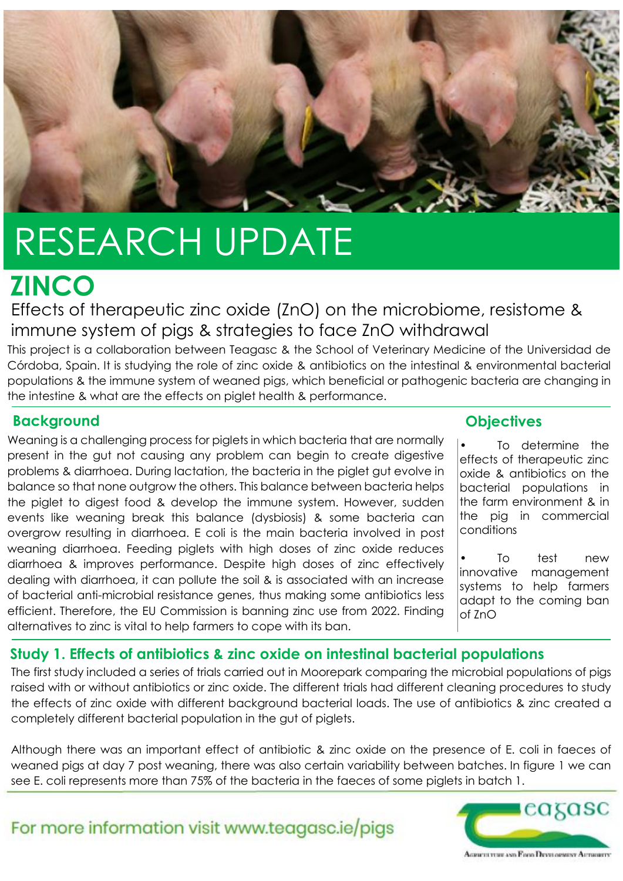# RESEARCH UPDATE

# ZINCO

## Effects of therapeutic zinc oxide (ZnO) on the microbiome, resistome & immune system of pigs & strategies to face ZnO withdrawal

This project is a collaboration between Teagasc & the School of Veterinary Medicine of the Universidad de Córdoba, Spain. It is studying the role of zinc oxide & antibiotics on the intestinal & environmental bacterial populations & the immune system of weaned pigs, which beneficial or pathogenic bacteria are changing in the intestine & what are the effects on piglet health & performance.

### Background

Weaning is a challenging process for piglets in which bacteria that are normally present in the gut not causing any problem can begin to create digestive problems & diarrhoea. During lactation, the bacteria in the piglet gut evolve in balance so that none outgrow the others. This balance between bacteria helps the piglet to digest food & develop the immune system. However, sudden events like weaning break this balance (dysbiosis) & some bacteria can overgrow resulting in diarrhoea. E coli is the main bacteria involved in post weaning diarrhoea. Feeding piglets with high doses of zinc oxide reduces diarrhoea & improves performance. Despite high doses of zinc effectively dealing with diarrhoea, it can pollute the soil & is associated with an increase of bacterial anti-microbial resistance genes, thus making some antibiotics less efficient. Therefore, the EU Commission is banning zinc use from 2022. Finding alternatives to zinc is vital to help farmers to cope with its ban.

### Objectives

- To determine the effects of therapeutic zinc oxide & antibiotics on the bacterial populations in the farm environment & in the pig in commercial conditions
- To test new innovative management systems to help farmers adapt to the coming ban of ZnO

### Study 1. Effects of antibiotics & zinc oxide on intestinal bacterial populations

The first study included a series of trials carried out in Moorepark comparing the microbial populations of pigs raised with or without antibiotics or zinc oxide. The different trials had different cleaning procedures to study the effects of zinc oxide with different background bacterial loads. The use of antibiotics & zinc created a completely different bacterial population in the gut of piglets.

Although there was an important effect of antibiotic & zinc oxide on the presence of E. coli in faeces of weaned pigs at day 7 post weaning, there was also certain variability between batches. In figure 1 we can see E. coli represents more than 75% of the bacteria in the faeces of some piglets in batch 1.

For more information visit www.teagasc.ie/pigs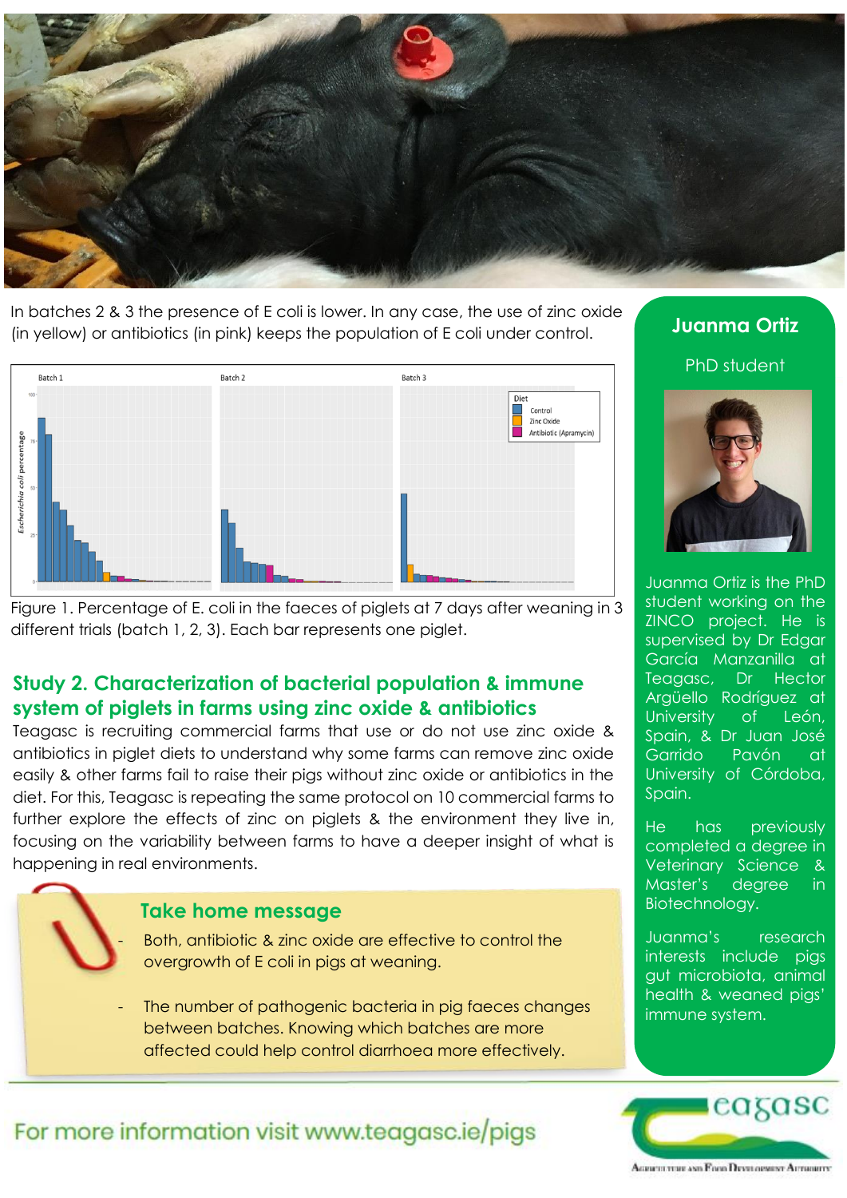In batches 2 & 3 the presence of E coli is lower. In any case, the use of zinc oxide (in yellow) or antibiotics (in pink) keeps the population of E coli under control.

Batch 1
Batch 2
Batch 3
Escherichia coli percentage
100
75
50
25
0
Diet
Control
Zinc Oxide
Antibiotic (Apramycin)

Figure 1. Percentage of E. coli in the faeces of piglets at 7 days after weaning in 3 different trials (batch 1, 2, 3). Each bar represents one piglet.

## Study 2. Characterization of bacterial population & immune system of piglets in farms using zinc oxide & antibiotics

Teagasc is recruiting commercial farms that use or do not use zinc oxide & antibiotics in piglet diets to understand why some farms can remove zinc oxide easily & other farms fail to raise their pigs without zinc oxide or antibiotics in the diet. For this, Teagasc is repeating the same protocol on 10 commercial farms to further explore the effects of zinc on piglets & the environment they live in, focusing on the variability between farms to have a deeper insight of what is happening in real environments.

### Take home message

- Both, antibiotic & zinc oxide are effective to control the overgrowth of E coli in pigs at weaning.
- The number of pathogenic bacteria in pig faeces changes between batches. Knowing which batches are more affected could help control diarrhoea more effectively.

## Juanma Ortiz

PhD student

Juanma Ortiz is the PhD student working on the ZINCO project. He is supervised by Dr Edgar García Manzanilla at Teagasc, Dr Hector Argüello Rodríguez at University of León, Spain, & Dr Juan José Garrido Pavón at University of Córdoba, Spain.

He has previously completed a degree in Veterinary Science & Master's degree in Biotechnology.

Juanma's research interests include pigs gut microbiota, animal health & weaned pigs' immune system.

For more information visit www.teagasc.ie/pigs

teagasc
Agriculture and Food Development Authority